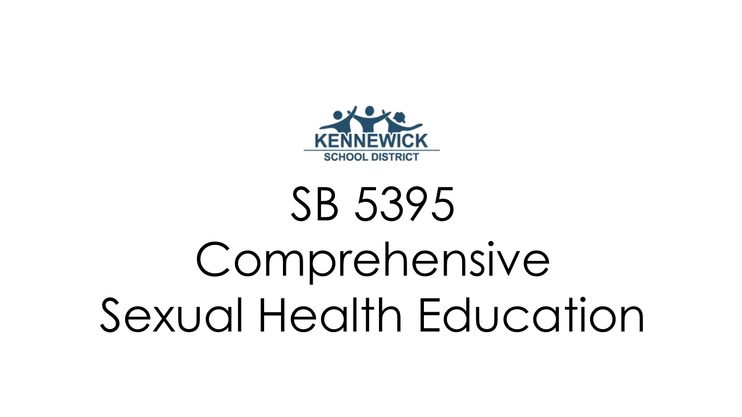KENNEWICK SCHOOL DISTRICT

# SB 5395 Comprehensive Sexual Health Education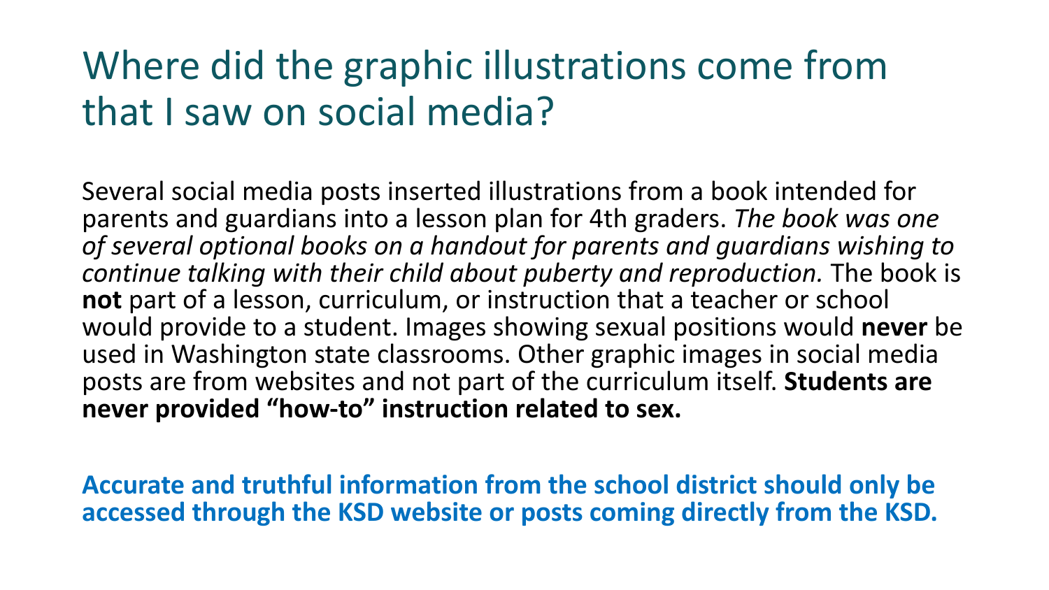# Where did the graphic illustrations come from that I saw on social media?

Several social media posts inserted illustrations from a book intended for parents and guardians into a lesson plan for 4th graders. *The book was one of several optional books on a handout for parents and guardians wishing to continue talking with their child about puberty and reproduction.* The book is **not** part of a lesson, curriculum, or instruction that a teacher or school would provide to a student. Images showing sexual positions would **never** be used in Washington state classrooms. Other graphic images in social media posts are from websites and not part of the curriculum itself. **Students are never provided "how-to" instruction related to sex.**

**Accurate and truthful information from the school district should only be accessed through the KSD website or posts coming directly from the KSD.**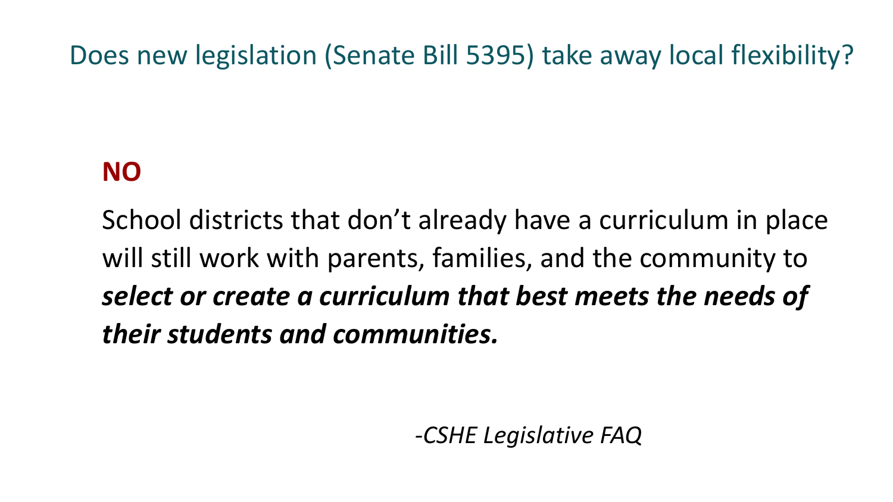## Does new legislation (Senate Bill 5395) take away local flexibility?

**NO**

School districts that don't already have a curriculum in place will still work with parents, families, and the community to ***select or create a curriculum that best meets the needs of their students and communities.***

*-CSHE Legislative FAQ*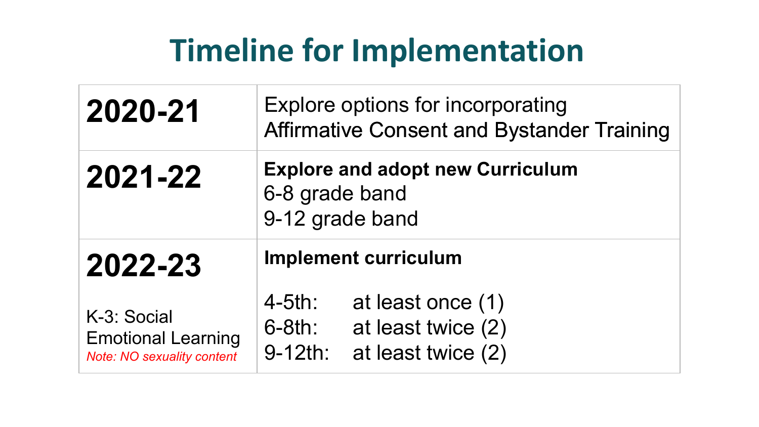# Timeline for Implementation

| | |
|---|---|
| **2020-21** | Explore options for incorporating Affirmative Consent and Bystander Training |
| **2021-22** | **Explore and adopt new Curriculum**<br>6-8 grade band<br>9-12 grade band |
| **2022-23**<br><br>K-3: Social Emotional Learning<br>*Note: NO sexuality content* | **Implement curriculum**<br><br>4-5th: at least once (1)<br>6-8th: at least twice (2)<br>9-12th: at least twice (2) |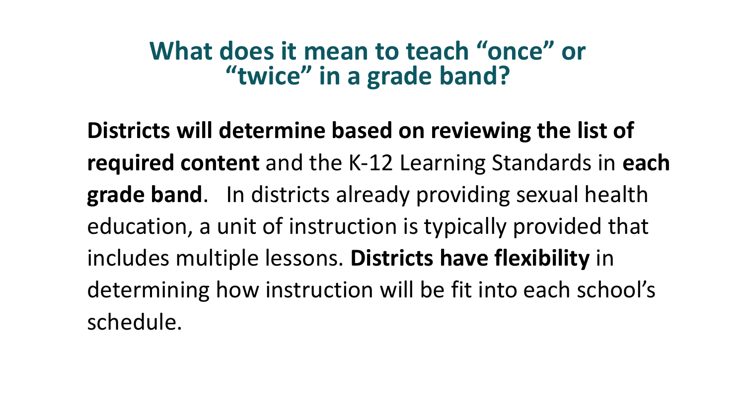# What does it mean to teach "once" or "twice" in a grade band?

**Districts will determine based on reviewing the list of required content** and the K-12 Learning Standards in **each grade band**. In districts already providing sexual health education, a unit of instruction is typically provided that includes multiple lessons. **Districts have flexibility** in determining how instruction will be fit into each school's schedule.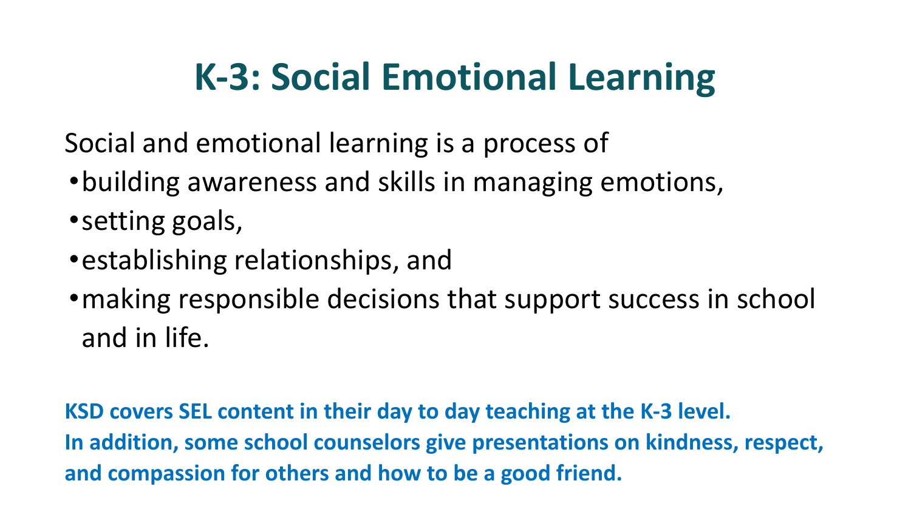# K-3: Social Emotional Learning

Social and emotional learning is a process of

- building awareness and skills in managing emotions,
- setting goals,
- establishing relationships, and
- making responsible decisions that support success in school and in life.

**KSD covers SEL content in their day to day teaching at the K-3 level.**
**In addition, some school counselors give presentations on kindness, respect, and compassion for others and how to be a good friend.**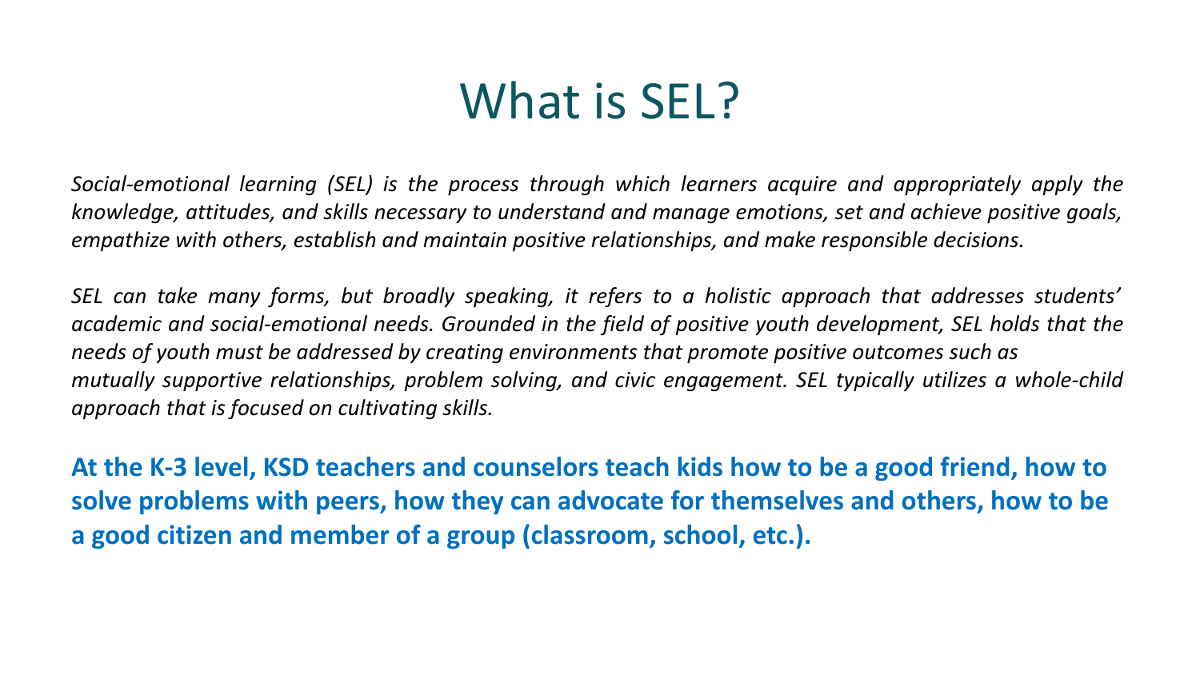# What is SEL?

*Social-emotional learning (SEL) is the process through which learners acquire and appropriately apply the knowledge, attitudes, and skills necessary to understand and manage emotions, set and achieve positive goals, empathize with others, establish and maintain positive relationships, and make responsible decisions.*

*SEL can take many forms, but broadly speaking, it refers to a holistic approach that addresses students' academic and social-emotional needs. Grounded in the field of positive youth development, SEL holds that the needs of youth must be addressed by creating environments that promote positive outcomes such as mutually supportive relationships, problem solving, and civic engagement. SEL typically utilizes a whole-child approach that is focused on cultivating skills.*

**At the K-3 level, KSD teachers and counselors teach kids how to be a good friend, how to solve problems with peers, how they can advocate for themselves and others, how to be a good citizen and member of a group (classroom, school, etc.).**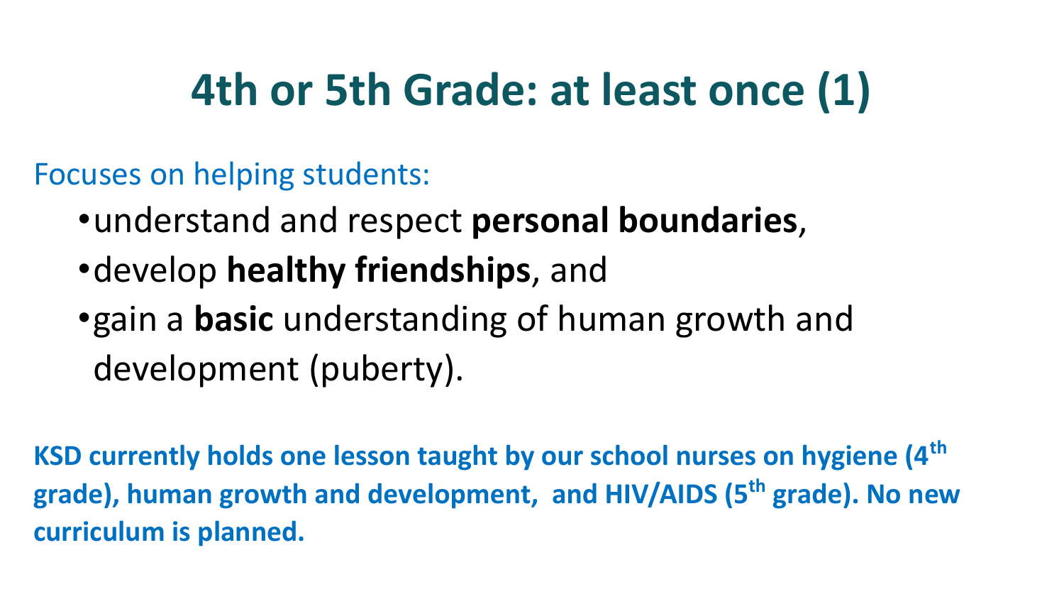# 4th or 5th Grade: at least once (1)

Focuses on helping students:

- understand and respect **personal boundaries**,
- develop **healthy friendships**, and
- gain a **basic** understanding of human growth and development (puberty).

**KSD currently holds one lesson taught by our school nurses on hygiene (4th grade), human growth and development, and HIV/AIDS (5th grade). No new curriculum is planned.**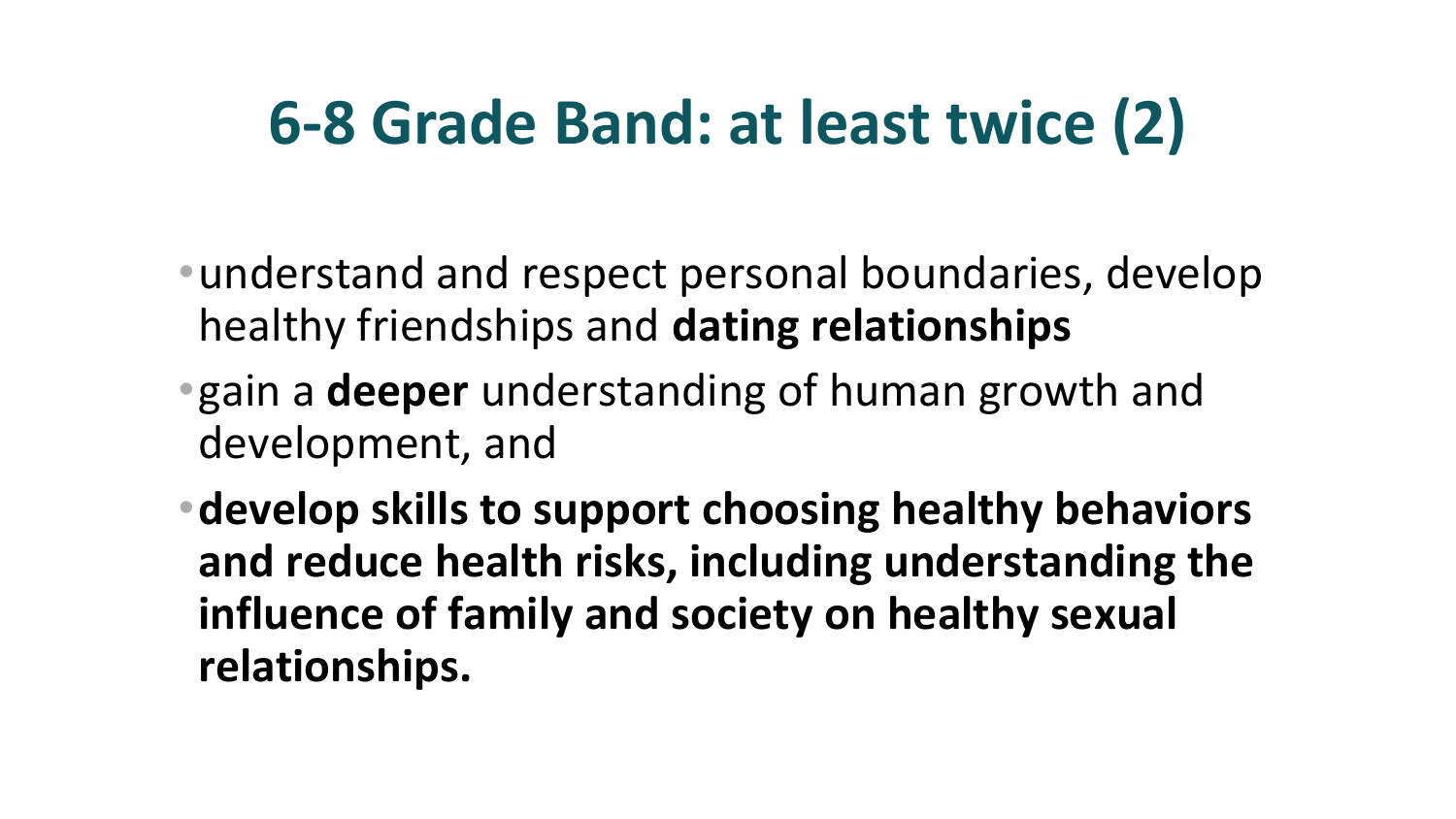# 6-8 Grade Band: at least twice (2)

- understand and respect personal boundaries, develop healthy friendships and **dating relationships**
- gain a **deeper** understanding of human growth and development, and
- **develop skills to support choosing healthy behaviors and reduce health risks, including understanding the influence of family and society on healthy sexual relationships.**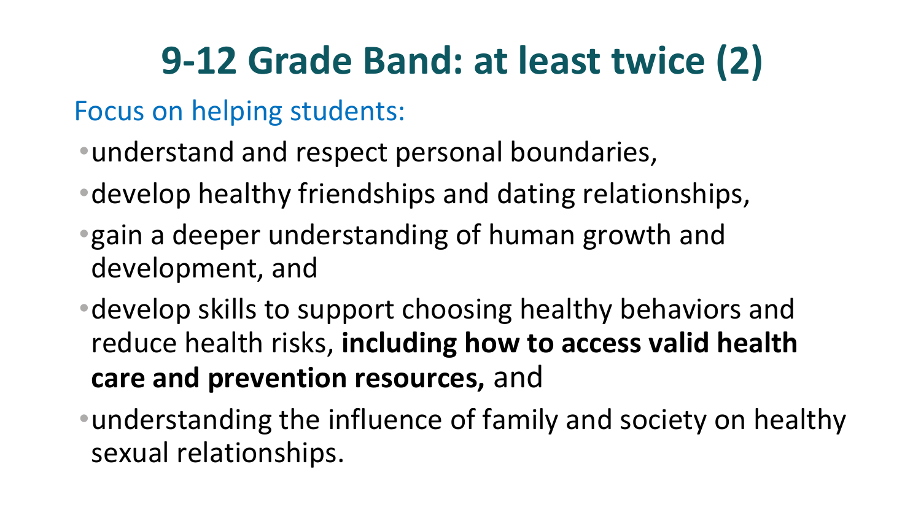# 9-12 Grade Band: at least twice (2)

Focus on helping students:

- understand and respect personal boundaries,
- develop healthy friendships and dating relationships,
- gain a deeper understanding of human growth and development, and
- develop skills to support choosing healthy behaviors and reduce health risks, **including how to access valid health care and prevention resources,** and
- understanding the influence of family and society on healthy sexual relationships.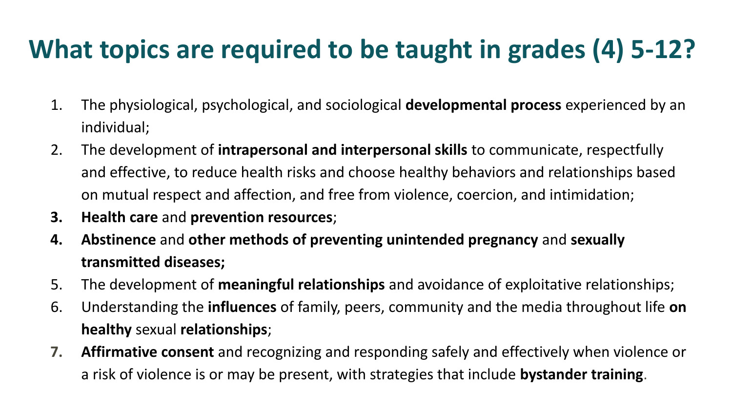# What topics are required to be taught in grades (4) 5-12?

1. The physiological, psychological, and sociological **developmental process** experienced by an individual;
2. The development of **intrapersonal and interpersonal skills** to communicate, respectfully and effective, to reduce health risks and choose healthy behaviors and relationships based on mutual respect and affection, and free from violence, coercion, and intimidation;
3. **Health care** and **prevention resources**;
4. **Abstinence** and **other methods of preventing unintended pregnancy** and **sexually transmitted diseases;**
5. The development of **meaningful relationships** and avoidance of exploitative relationships;
6. Understanding the **influences** of family, peers, community and the media throughout life **on healthy** sexual **relationships**;
7. **Affirmative consent** and recognizing and responding safely and effectively when violence or a risk of violence is or may be present, with strategies that include **bystander training**.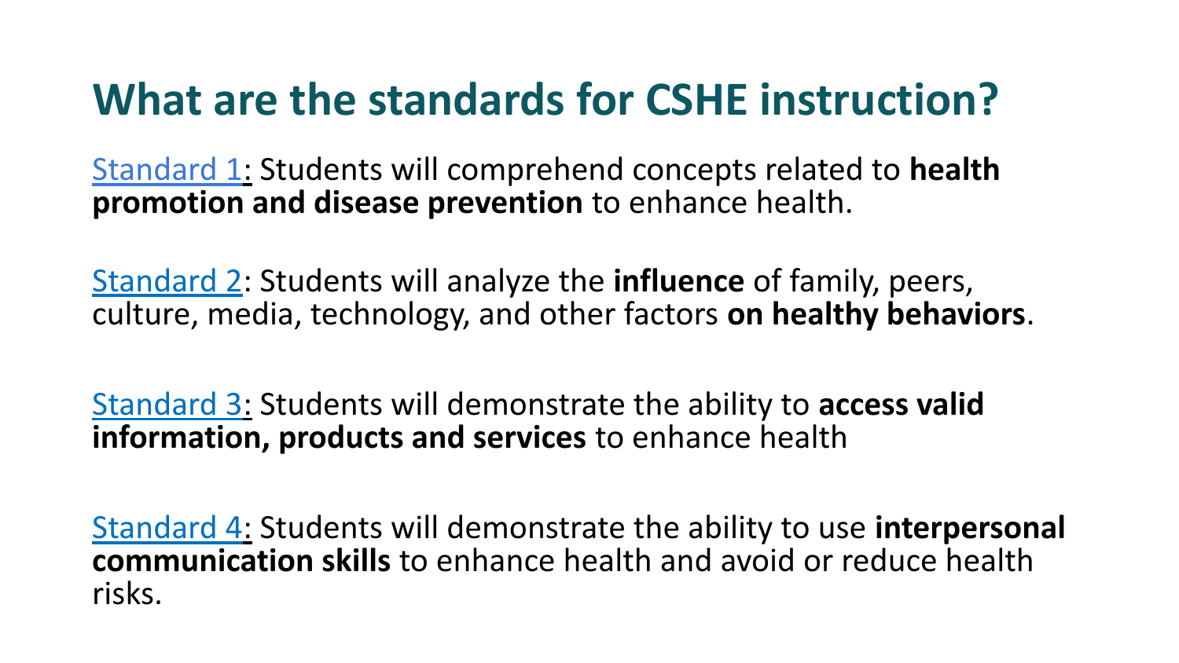# What are the standards for CSHE instruction?

Standard 1: Students will comprehend concepts related to **health promotion and disease prevention** to enhance health.

Standard 2: Students will analyze the **influence** of family, peers, culture, media, technology, and other factors **on healthy behaviors**.

Standard 3: Students will demonstrate the ability to **access valid information, products and services** to enhance health

Standard 4: Students will demonstrate the ability to use **interpersonal communication skills** to enhance health and avoid or reduce health risks.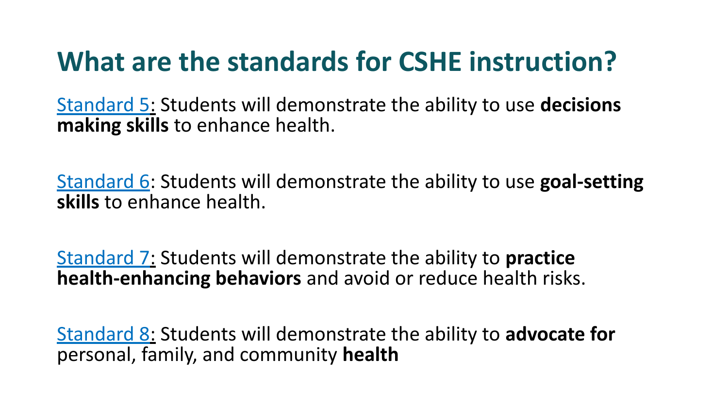# What are the standards for CSHE instruction?

Standard 5: Students will demonstrate the ability to use **decisions making skills** to enhance health.

Standard 6: Students will demonstrate the ability to use **goal-setting skills** to enhance health.

Standard 7: Students will demonstrate the ability to **practice health-enhancing behaviors** and avoid or reduce health risks.

Standard 8: Students will demonstrate the ability to **advocate for** personal, family, and community **health**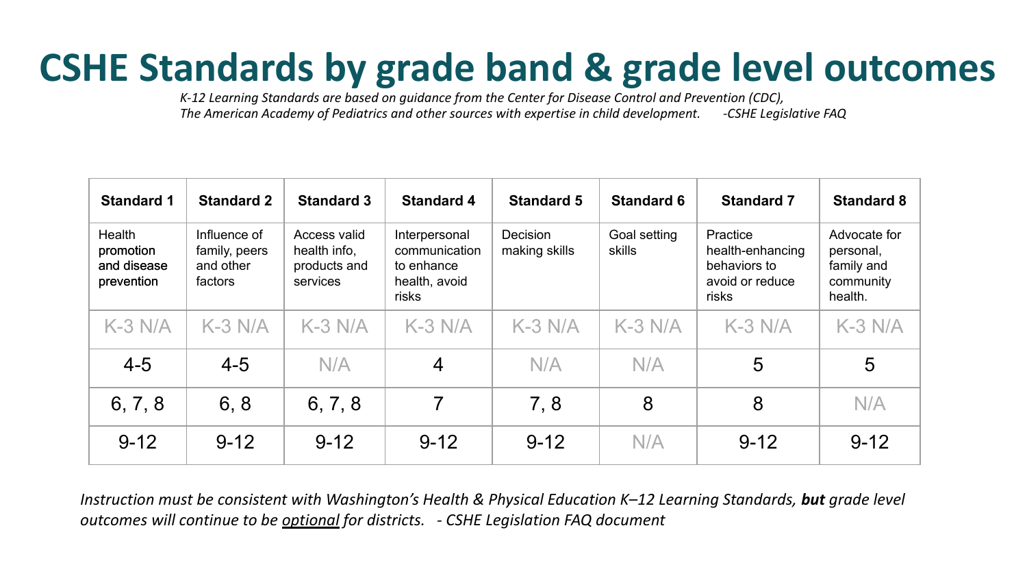# CSHE Standards by grade band & grade level outcomes

*K-12 Learning Standards are based on guidance from the Center for Disease Control and Prevention (CDC), The American Academy of Pediatrics and other sources with expertise in child development. -CSHE Legislative FAQ*

| Standard 1 | Standard 2 | Standard 3 | Standard 4 | Standard 5 | Standard 6 | Standard 7 | Standard 8 |
|---|---|---|---|---|---|---|---|
| Health promotion and disease prevention | Influence of family, peers and other factors | Access valid health info, products and services | Interpersonal communication to enhance health, avoid risks | Decision making skills | Goal setting skills | Practice health-enhancing behaviors to avoid or reduce risks | Advocate for personal, family and community health. |
| K-3 N/A | K-3 N/A | K-3 N/A | K-3 N/A | K-3 N/A | K-3 N/A | K-3 N/A | K-3 N/A |
| 4-5 | 4-5 | N/A | 4 | N/A | N/A | 5 | 5 |
| 6, 7, 8 | 6, 8 | 6, 7, 8 | 7 | 7, 8 | 8 | 8 | N/A |
| 9-12 | 9-12 | 9-12 | 9-12 | 9-12 | N/A | 9-12 | 9-12 |

*Instruction must be consistent with Washington's Health & Physical Education K–12 Learning Standards, **but** grade level outcomes will continue to be optional for districts. - CSHE Legislation FAQ document*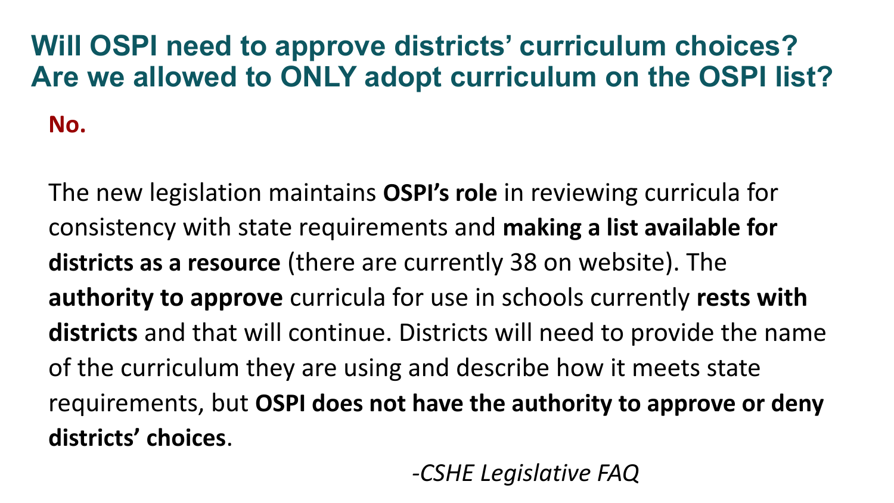## Will OSPI need to approve districts' curriculum choices? Are we allowed to ONLY adopt curriculum on the OSPI list?

**No.**

The new legislation maintains **OSPI's role** in reviewing curricula for consistency with state requirements and **making a list available for districts as a resource** (there are currently 38 on website). The **authority to approve** curricula for use in schools currently **rests with districts** and that will continue. Districts will need to provide the name of the curriculum they are using and describe how it meets state requirements, but **OSPI does not have the authority to approve or deny districts' choices**.

*-CSHE Legislative FAQ*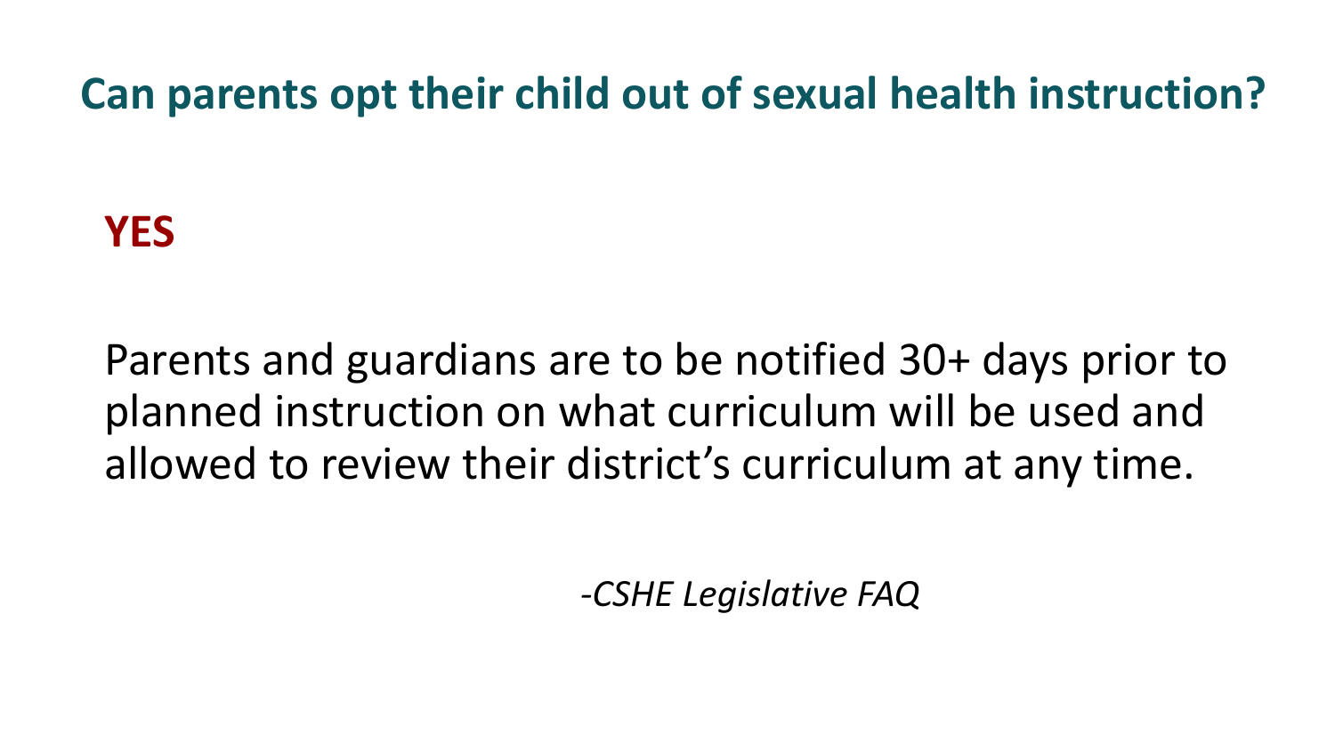## Can parents opt their child out of sexual health instruction?

**YES**

Parents and guardians are to be notified 30+ days prior to planned instruction on what curriculum will be used and allowed to review their district's curriculum at any time.

*-CSHE Legislative FAQ*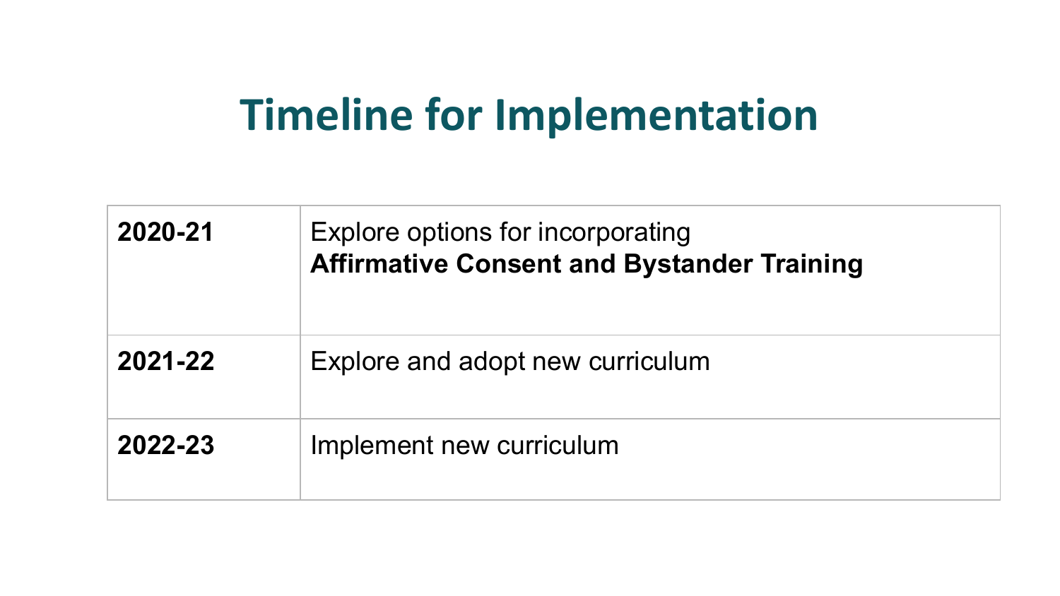# Timeline for Implementation

| | |
|---|---|
| **2020-21** | Explore options for incorporating **Affirmative Consent and Bystander Training** |
| **2021-22** | Explore and adopt new curriculum |
| **2022-23** | Implement new curriculum |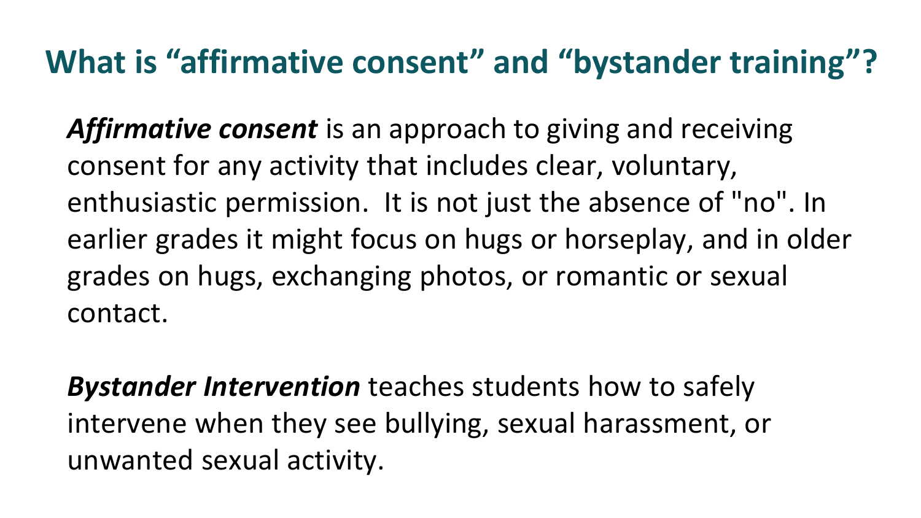# What is “affirmative consent” and “bystander training”?

***Affirmative consent*** is an approach to giving and receiving consent for any activity that includes clear, voluntary, enthusiastic permission. It is not just the absence of "no". In earlier grades it might focus on hugs or horseplay, and in older grades on hugs, exchanging photos, or romantic or sexual contact.

***Bystander Intervention*** teaches students how to safely intervene when they see bullying, sexual harassment, or unwanted sexual activity.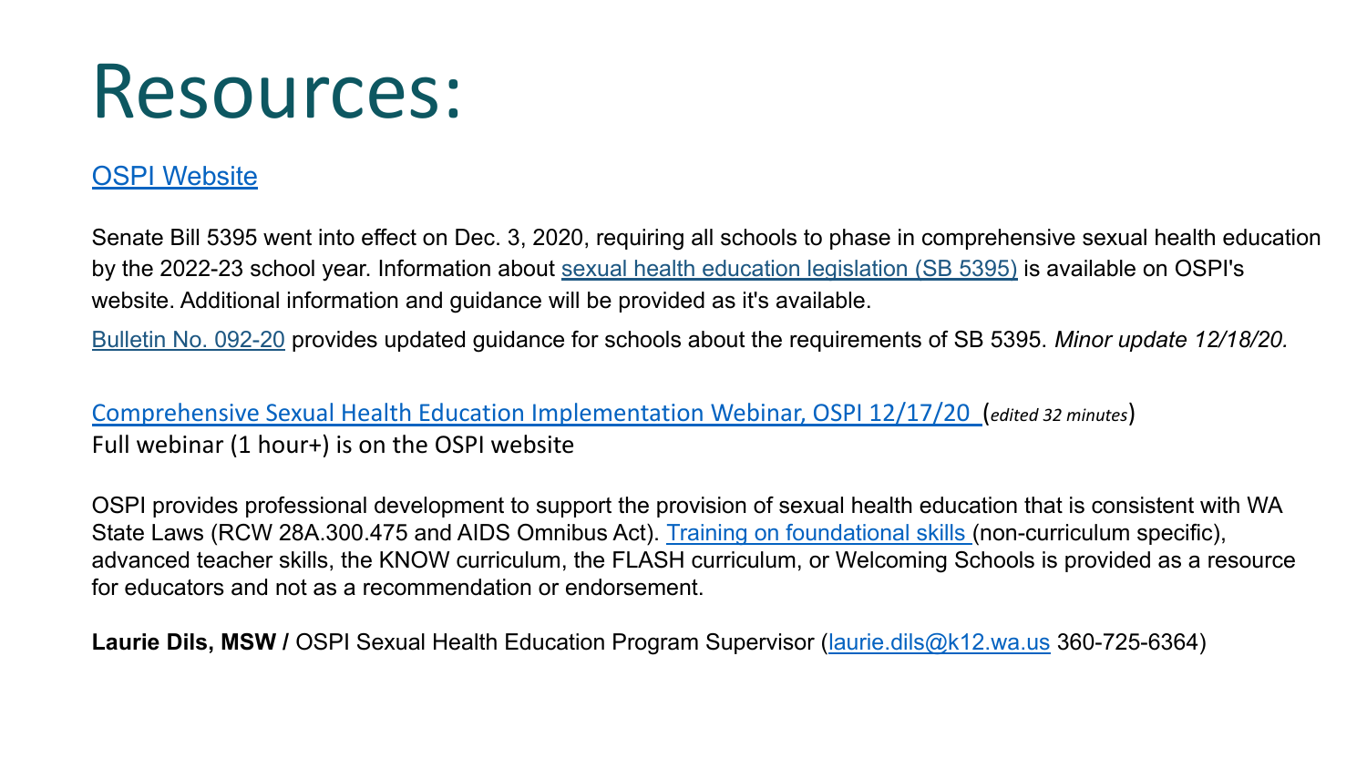# Resources:

OSPI Website

Senate Bill 5395 went into effect on Dec. 3, 2020, requiring all schools to phase in comprehensive sexual health education by the 2022-23 school year. Information about sexual health education legislation (SB 5395) is available on OSPI's website. Additional information and guidance will be provided as it's available.

Bulletin No. 092-20 provides updated guidance for schools about the requirements of SB 5395. *Minor update 12/18/20.*

Comprehensive Sexual Health Education Implementation Webinar, OSPI 12/17/20 (*edited 32 minutes*)
Full webinar (1 hour+) is on the OSPI website

OSPI provides professional development to support the provision of sexual health education that is consistent with WA State Laws (RCW 28A.300.475 and AIDS Omnibus Act). Training on foundational skills (non-curriculum specific), advanced teacher skills, the KNOW curriculum, the FLASH curriculum, or Welcoming Schools is provided as a resource for educators and not as a recommendation or endorsement.

**Laurie Dils, MSW /** OSPI Sexual Health Education Program Supervisor (laurie.dils@k12.wa.us 360-725-6364)